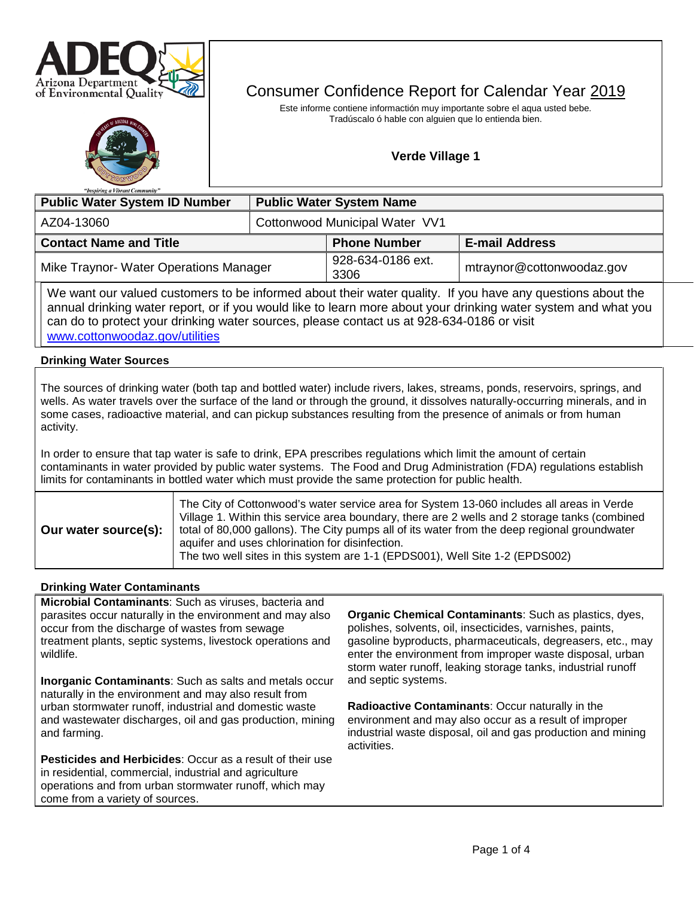# Consumer Confidence Report for Calendar Year 2019

Este informe contiene información muy importante sobre el aqua usted bebe. Tradúscalo ó hable con alguien que lo entienda bien.

**Verde Village 1**

| Public Water System ID Number | Public Water System Name |
|---|---|
| AZ04-13060 | Cottonwood Municipal Water VV1 |

| Contact Name and Title | Phone Number | E-mail Address |
|---|---|---|
| Mike Traynor- Water Operations Manager | 928-634-0186 ext. 3306 | mtraynor@cottonwoodaz.gov |

We want our valued customers to be informed about their water quality. If you have any questions about the annual drinking water report, or if you would like to learn more about your drinking water system and what you can do to protect your drinking water sources, please contact us at 928-634-0186 or visit www.cottonwoodaz.gov/utilities

### Drinking Water Sources

The sources of drinking water (both tap and bottled water) include rivers, lakes, streams, ponds, reservoirs, springs, and wells. As water travels over the surface of the land or through the ground, it dissolves naturally-occurring minerals, and in some cases, radioactive material, and can pickup substances resulting from the presence of animals or from human activity.

In order to ensure that tap water is safe to drink, EPA prescribes regulations which limit the amount of certain contaminants in water provided by public water systems. The Food and Drug Administration (FDA) regulations establish limits for contaminants in bottled water which must provide the same protection for public health.

| **Our water source(s):** | The City of Cottonwood's water service area for System 13-060 includes all areas in Verde Village 1. Within this service area boundary, there are 2 wells and 2 storage tanks (combined total of 80,000 gallons). The City pumps all of its water from the deep regional groundwater aquifer and uses chlorination for disinfection. The two well sites in this system are 1-1 (EPDS001), Well Site 1-2 (EPDS002) |
|---|---|

### Drinking Water Contaminants

**Microbial Contaminants**: Such as viruses, bacteria and parasites occur naturally in the environment and may also occur from the discharge of wastes from sewage treatment plants, septic systems, livestock operations and wildlife.

**Inorganic Contaminants**: Such as salts and metals occur naturally in the environment and may also result from urban stormwater runoff, industrial and domestic waste and wastewater discharges, oil and gas production, mining and farming.

**Pesticides and Herbicides**: Occur as a result of their use in residential, commercial, industrial and agriculture operations and from urban stormwater runoff, which may come from a variety of sources.

**Organic Chemical Contaminants**: Such as plastics, dyes, polishes, solvents, oil, insecticides, varnishes, paints, gasoline byproducts, pharmaceuticals, degreasers, etc., may enter the environment from improper waste disposal, urban storm water runoff, leaking storage tanks, industrial runoff and septic systems.

**Radioactive Contaminants**: Occur naturally in the environment and may also occur as a result of improper industrial waste disposal, oil and gas production and mining activities.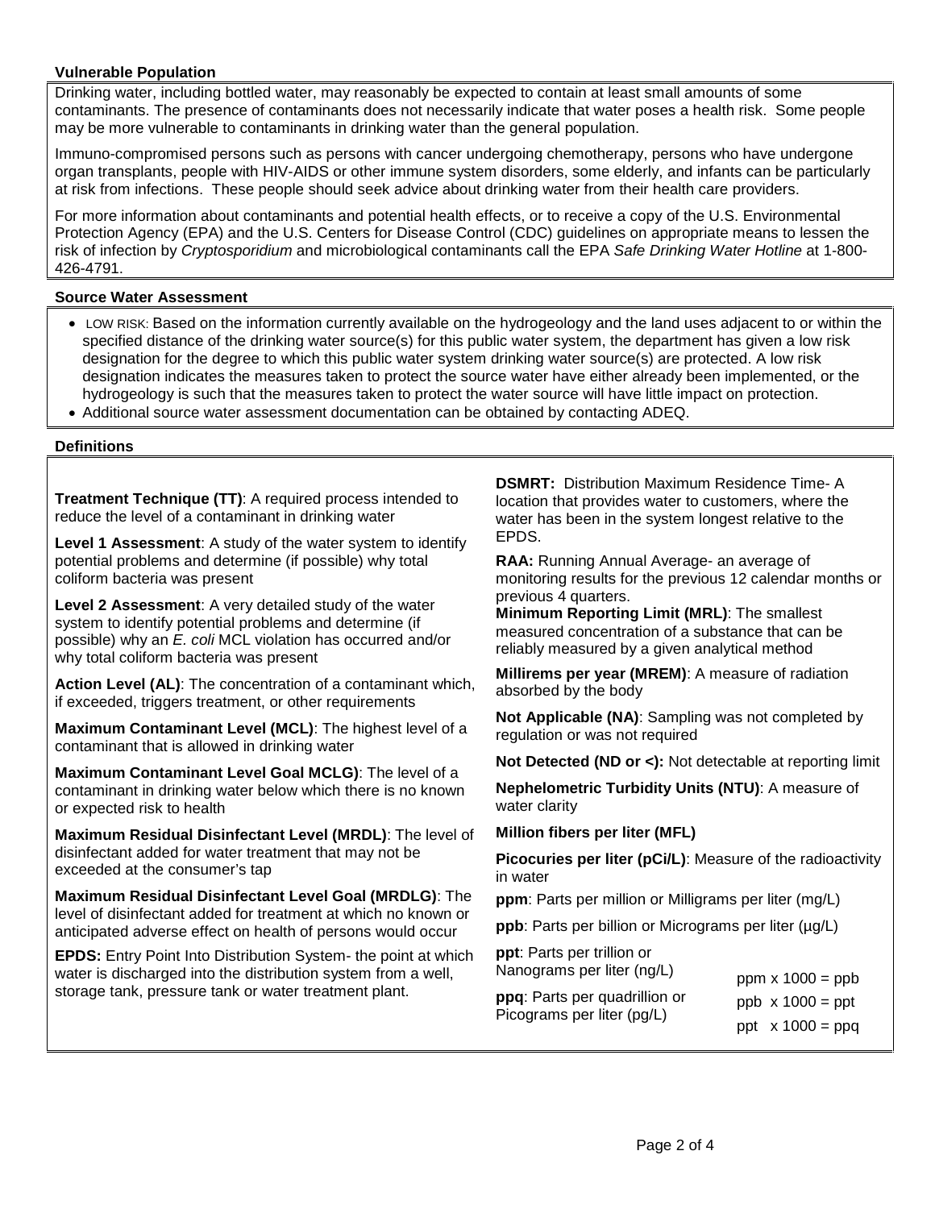### Vulnerable Population

Drinking water, including bottled water, may reasonably be expected to contain at least small amounts of some contaminants. The presence of contaminants does not necessarily indicate that water poses a health risk. Some people may be more vulnerable to contaminants in drinking water than the general population.

Immuno-compromised persons such as persons with cancer undergoing chemotherapy, persons who have undergone organ transplants, people with HIV-AIDS or other immune system disorders, some elderly, and infants can be particularly at risk from infections. These people should seek advice about drinking water from their health care providers.

For more information about contaminants and potential health effects, or to receive a copy of the U.S. Environmental Protection Agency (EPA) and the U.S. Centers for Disease Control (CDC) guidelines on appropriate means to lessen the risk of infection by *Cryptosporidium* and microbiological contaminants call the EPA *Safe Drinking Water Hotline* at 1-800-426-4791.

### Source Water Assessment

- LOW RISK: Based on the information currently available on the hydrogeology and the land uses adjacent to or within the specified distance of the drinking water source(s) for this public water system, the department has given a low risk designation for the degree to which this public water system drinking water source(s) are protected. A low risk designation indicates the measures taken to protect the source water have either already been implemented, or the hydrogeology is such that the measures taken to protect the water source will have little impact on protection.
- Additional source water assessment documentation can be obtained by contacting ADEQ.

### Definitions

**Treatment Technique (TT)**: A required process intended to reduce the level of a contaminant in drinking water

**Level 1 Assessment**: A study of the water system to identify potential problems and determine (if possible) why total coliform bacteria was present

**Level 2 Assessment**: A very detailed study of the water system to identify potential problems and determine (if possible) why an *E. coli* MCL violation has occurred and/or why total coliform bacteria was present

**Action Level (AL)**: The concentration of a contaminant which, if exceeded, triggers treatment, or other requirements

**Maximum Contaminant Level (MCL)**: The highest level of a contaminant that is allowed in drinking water

**Maximum Contaminant Level Goal MCLG)**: The level of a contaminant in drinking water below which there is no known or expected risk to health

**Maximum Residual Disinfectant Level (MRDL)**: The level of disinfectant added for water treatment that may not be exceeded at the consumer's tap

**Maximum Residual Disinfectant Level Goal (MRDLG)**: The level of disinfectant added for treatment at which no known or anticipated adverse effect on health of persons would occur

**EPDS:** Entry Point Into Distribution System- the point at which water is discharged into the distribution system from a well, storage tank, pressure tank or water treatment plant.

**DSMRT:** Distribution Maximum Residence Time- A location that provides water to customers, where the water has been in the system longest relative to the EPDS.

**RAA:** Running Annual Average- an average of monitoring results for the previous 12 calendar months or previous 4 quarters.

**Minimum Reporting Limit (MRL)**: The smallest measured concentration of a substance that can be reliably measured by a given analytical method

**Millirems per year (MREM)**: A measure of radiation absorbed by the body

**Not Applicable (NA)**: Sampling was not completed by regulation or was not required

**Not Detected (ND or <):** Not detectable at reporting limit

**Nephelometric Turbidity Units (NTU)**: A measure of water clarity

**Million fibers per liter (MFL)**

**Picocuries per liter (pCi/L)**: Measure of the radioactivity in water

**ppm**: Parts per million or Milligrams per liter (mg/L)

**ppb**: Parts per billion or Micrograms per liter (µg/L)

**ppt**: Parts per trillion or Nanograms per liter (ng/L)

**ppq**: Parts per quadrillion or Picograms per liter (pg/L)

ppm x 1000 = ppb

ppb x 1000 = ppt

ppt x 1000 = ppq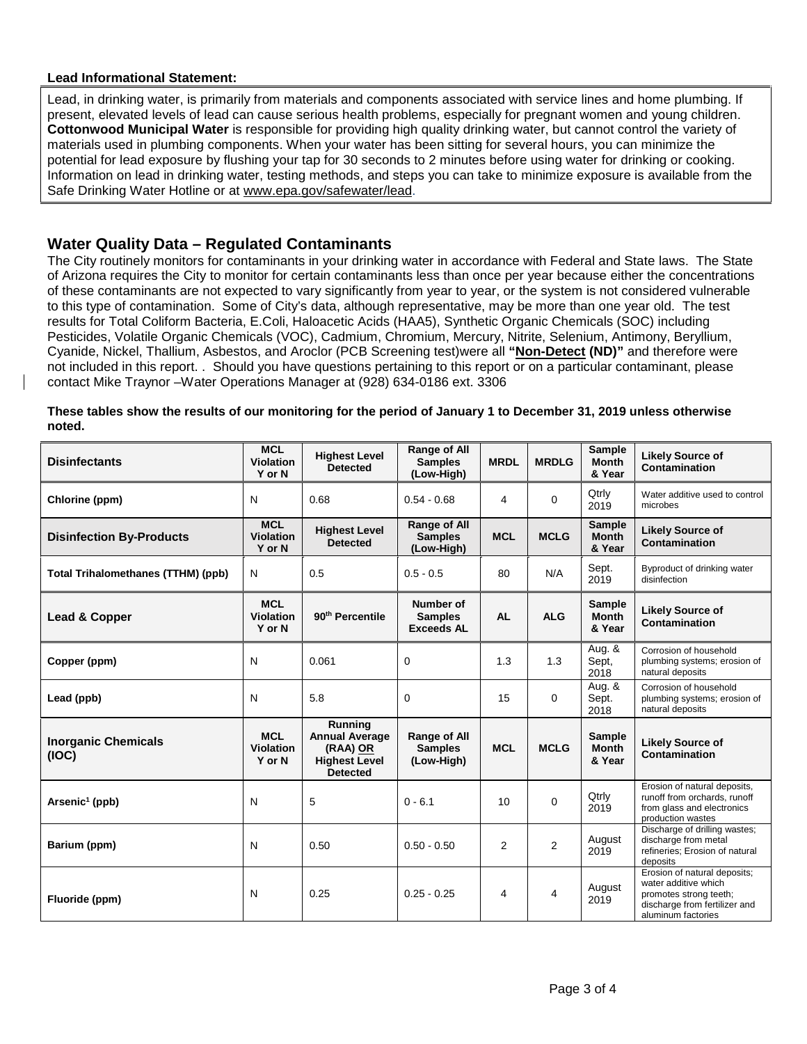**Lead Informational Statement:**

Lead, in drinking water, is primarily from materials and components associated with service lines and home plumbing. If present, elevated levels of lead can cause serious health problems, especially for pregnant women and young children. **Cottonwood Municipal Water** is responsible for providing high quality drinking water, but cannot control the variety of materials used in plumbing components. When your water has been sitting for several hours, you can minimize the potential for lead exposure by flushing your tap for 30 seconds to 2 minutes before using water for drinking or cooking. Information on lead in drinking water, testing methods, and steps you can take to minimize exposure is available from the Safe Drinking Water Hotline or at www.epa.gov/safewater/lead.

## Water Quality Data – Regulated Contaminants

The City routinely monitors for contaminants in your drinking water in accordance with Federal and State laws. The State of Arizona requires the City to monitor for certain contaminants less than once per year because either the concentrations of these contaminants are not expected to vary significantly from year to year, or the system is not considered vulnerable to this type of contamination. Some of City's data, although representative, may be more than one year old. The test results for Total Coliform Bacteria, E.Coli, Haloacetic Acids (HAA5), Synthetic Organic Chemicals (SOC) including Pesticides, Volatile Organic Chemicals (VOC), Cadmium, Chromium, Mercury, Nitrite, Selenium, Antimony, Beryllium, Cyanide, Nickel, Thallium, Asbestos, and Aroclor (PCB Screening test)were all **"Non-Detect (ND)"** and therefore were not included in this report. . Should you have questions pertaining to this report or on a particular contaminant, please contact Mike Traynor –Water Operations Manager at (928) 634-0186 ext. 3306

**These tables show the results of our monitoring for the period of January 1 to December 31, 2019 unless otherwise noted.**

| **Disinfectants** | **MCL Violation Y or N** | **Highest Level Detected** | **Range of All Samples (Low-High)** | **MRDL** | **MRDLG** | **Sample Month & Year** | **Likely Source of Contamination** |
|---|---|---|---|---|---|---|---|
| **Chlorine (ppm)** | N | 0.68 | 0.54 - 0.68 | 4 | 0 | Qtrly 2019 | Water additive used to control microbes |
| **Disinfection By-Products** | **MCL Violation Y or N** | **Highest Level Detected** | **Range of All Samples (Low-High)** | **MCL** | **MCLG** | **Sample Month & Year** | **Likely Source of Contamination** |
| **Total Trihalomethanes (TTHM) (ppb)** | N | 0.5 | 0.5 - 0.5 | 80 | N/A | Sept. 2019 | Byproduct of drinking water disinfection |
| **Lead & Copper** | **MCL Violation Y or N** | **90th Percentile** | **Number of Samples Exceeds AL** | **AL** | **ALG** | **Sample Month & Year** | **Likely Source of Contamination** |
| **Copper (ppm)** | N | 0.061 | 0 | 1.3 | 1.3 | Aug. & Sept, 2018 | Corrosion of household plumbing systems; erosion of natural deposits |
| **Lead (ppb)** | N | 5.8 | 0 | 15 | 0 | Aug. & Sept. 2018 | Corrosion of household plumbing systems; erosion of natural deposits |
| **Inorganic Chemicals (IOC)** | **MCL Violation Y or N** | **Running Annual Average (RAA) OR Highest Level Detected** | **Range of All Samples (Low-High)** | **MCL** | **MCLG** | **Sample Month & Year** | **Likely Source of Contamination** |
| **Arsenic[1] (ppb)** | N | 5 | 0 - 6.1 | 10 | 0 | Qtrly 2019 | Erosion of natural deposits, runoff from orchards, runoff from glass and electronics production wastes |
| **Barium (ppm)** | N | 0.50 | 0.50 - 0.50 | 2 | 2 | August 2019 | Discharge of drilling wastes; discharge from metal refineries; Erosion of natural deposits |
| **Fluoride (ppm)** | N | 0.25 | 0.25 - 0.25 | 4 | 4 | August 2019 | Erosion of natural deposits; water additive which promotes strong teeth; discharge from fertilizer and aluminum factories |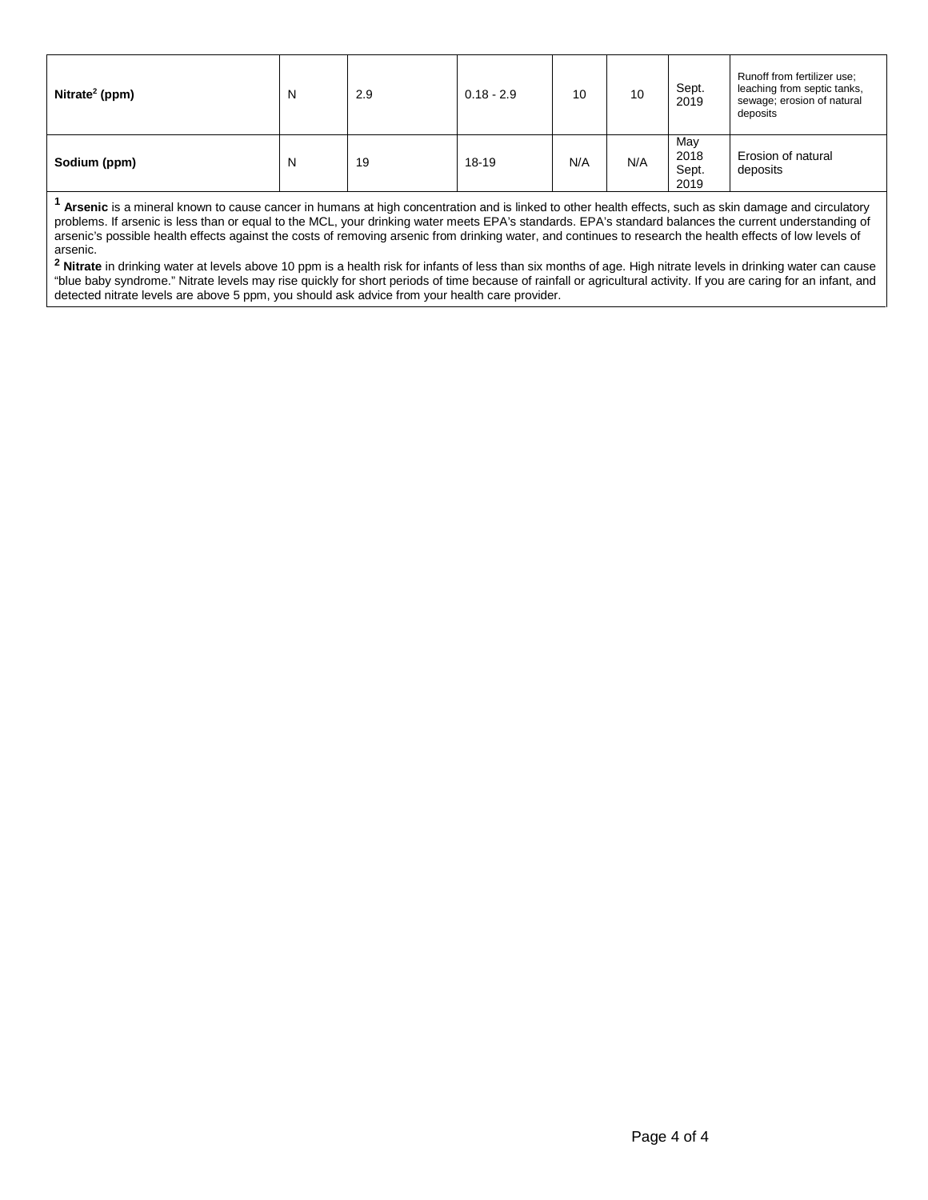| | | | | | | | |
|---|---|---|---|---|---|---|---|
| **Nitrate[2] (ppm)** | N | 2.9 | 0.18 - 2.9 | 10 | 10 | Sept. 2019 | Runoff from fertilizer use; leaching from septic tanks, sewage; erosion of natural deposits |
| **Sodium (ppm)** | N | 19 | 18-19 | N/A | N/A | May 2018 Sept. 2019 | Erosion of natural deposits |

[1] **Arsenic** is a mineral known to cause cancer in humans at high concentration and is linked to other health effects, such as skin damage and circulatory problems. If arsenic is less than or equal to the MCL, your drinking water meets EPA's standards. EPA's standard balances the current understanding of arsenic's possible health effects against the costs of removing arsenic from drinking water, and continues to research the health effects of low levels of arsenic.

[2] **Nitrate** in drinking water at levels above 10 ppm is a health risk for infants of less than six months of age. High nitrate levels in drinking water can cause "blue baby syndrome." Nitrate levels may rise quickly for short periods of time because of rainfall or agricultural activity. If you are caring for an infant, and detected nitrate levels are above 5 ppm, you should ask advice from your health care provider.